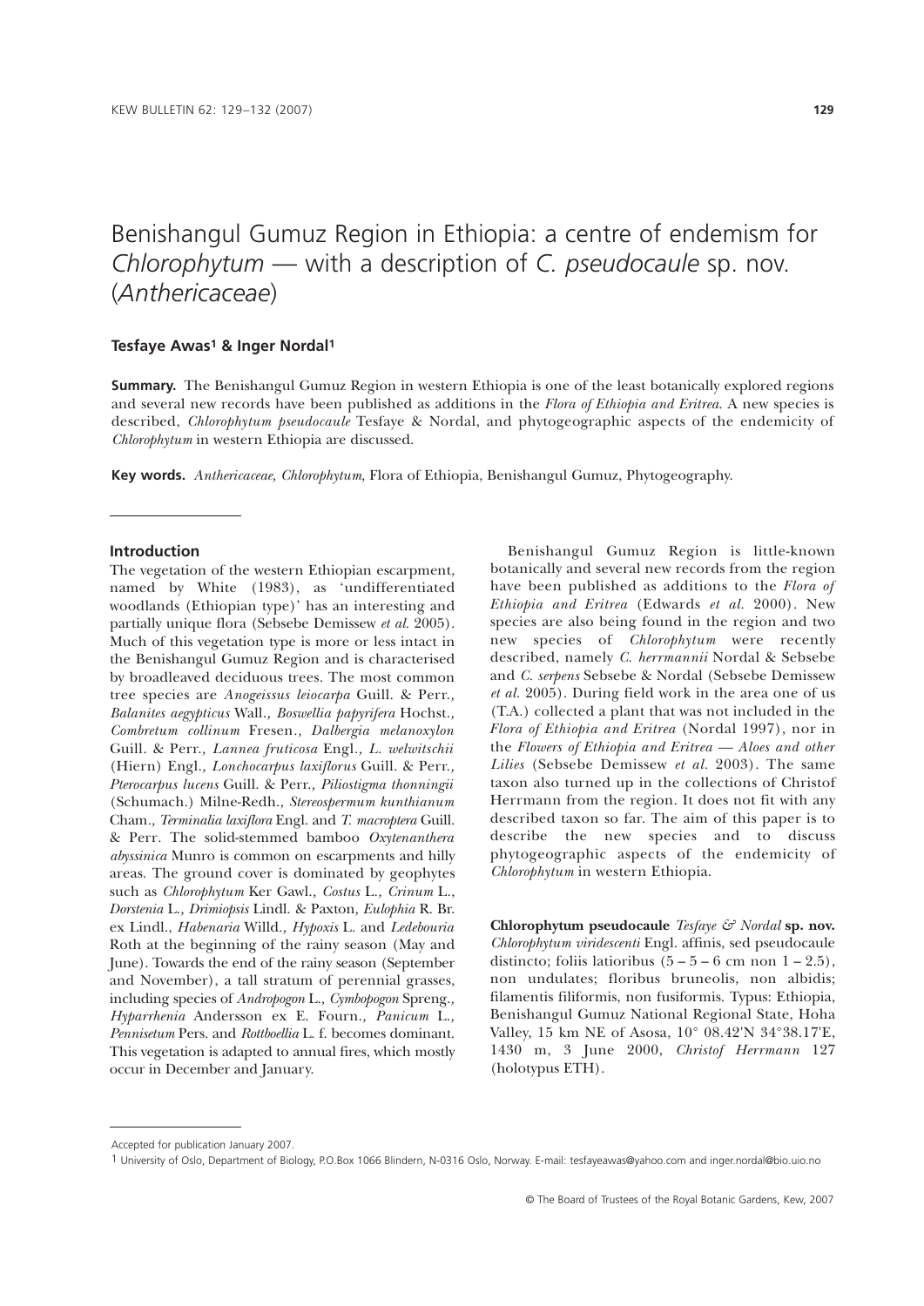# Benishangul Gumuz Region in Ethiopia: a centre of endemism for *Chlorophytum* — with a description of *C. pseudocaule* sp. nov. (*Anthericaceae*)

**Tesfaye Awas[1] & Inger Nordal[1]**

**Summary.** The Benishangul Gumuz Region in western Ethiopia is one of the least botanically explored regions and several new records have been published as additions in the *Flora of Ethiopia and Eritrea*. A new species is described, *Chlorophytum pseudocaule* Tesfaye & Nordal, and phytogeographic aspects of the endemicity of *Chlorophytum* in western Ethiopia are discussed.

**Key words.** *Anthericaceae, Chlorophytum,* Flora of Ethiopia, Benishangul Gumuz, Phytogeography.

## Introduction

The vegetation of the western Ethiopian escarpment, named by White (1983), as 'undifferentiated woodlands (Ethiopian type)' has an interesting and partially unique flora (Sebsebe Demissew *et al.* 2005). Much of this vegetation type is more or less intact in the Benishangul Gumuz Region and is characterised by broadleaved deciduous trees. The most common tree species are *Anogeissus leiocarpa* Guill. & Perr., *Balanites aegypticus* Wall., *Boswellia papyrifera* Hochst., *Combretum collinum* Fresen., *Dalbergia melanoxylon* Guill. & Perr., *Lannea fruticosa* Engl., *L. welwitschii* (Hiern) Engl., *Lonchocarpus laxiflorus* Guill. & Perr., *Pterocarpus lucens* Guill. & Perr., *Piliostigma thonningii* (Schumach.) Milne-Redh., *Stereospermum kunthianum* Cham., *Terminalia laxiflora* Engl. and *T. macroptera* Guill. & Perr. The solid-stemmed bamboo *Oxytenanthera abyssinica* Munro is common on escarpments and hilly areas. The ground cover is dominated by geophytes such as *Chlorophytum* Ker Gawl., *Costus* L., *Crinum* L., *Dorstenia* L., *Drimiopsis* Lindl. & Paxton, *Eulophia* R. Br. ex Lindl., *Habenaria* Willd., *Hypoxis* L. and *Ledebouria* Roth at the beginning of the rainy season (May and June). Towards the end of the rainy season (September and November), a tall stratum of perennial grasses, including species of *Andropogon* L., *Cymbopogon* Spreng., *Hyparrhenia* Andersson ex E. Fourn., *Panicum* L., *Pennisetum* Pers. and *Rottboellia* L. f. becomes dominant. This vegetation is adapted to annual fires, which mostly occur in December and January.

Benishangul Gumuz Region is little-known botanically and several new records from the region have been published as additions to the *Flora of Ethiopia and Eritrea* (Edwards *et al.* 2000). New species are also being found in the region and two new species of *Chlorophytum* were recently described, namely *C. herrmannii* Nordal & Sebsebe and *C. serpens* Sebsebe & Nordal (Sebsebe Demissew *et al.* 2005). During field work in the area one of us (T.A.) collected a plant that was not included in the *Flora of Ethiopia and Eritrea* (Nordal 1997), nor in the *Flowers of Ethiopia and Eritrea — Aloes and other Lilies* (Sebsebe Demissew *et al.* 2003). The same taxon also turned up in the collections of Christof Herrmann from the region. It does not fit with any described taxon so far. The aim of this paper is to describe the new species and to discuss phytogeographic aspects of the endemicity of *Chlorophytum* in western Ethiopia.

**Chlorophytum pseudocaule** *Tesfaye & Nordal* **sp. nov.** *Chlorophytum viridescenti* Engl. affinis, sed pseudocaule distincto; foliis latioribus (5 – 5 – 6 cm non 1 – 2.5), non undulates; floribus bruneolis, non albidis; filamentis filiformis, non fusiformis. Typus: Ethiopia, Benishangul Gumuz National Regional State, Hoha Valley, 15 km NE of Asosa, 10° 08.42'N 34°38.17'E, 1430 m, 3 June 2000, *Christof Herrmann* 127 (holotypus ETH).

---

Accepted for publication January 2007.

[1] University of Oslo, Department of Biology, P.O.Box 1066 Blindern, N-0316 Oslo, Norway. E-mail: tesfayeawas@yahoo.com and inger.nordal@bio.uio.no

© The Board of Trustees of the Royal Botanic Gardens, Kew, 2007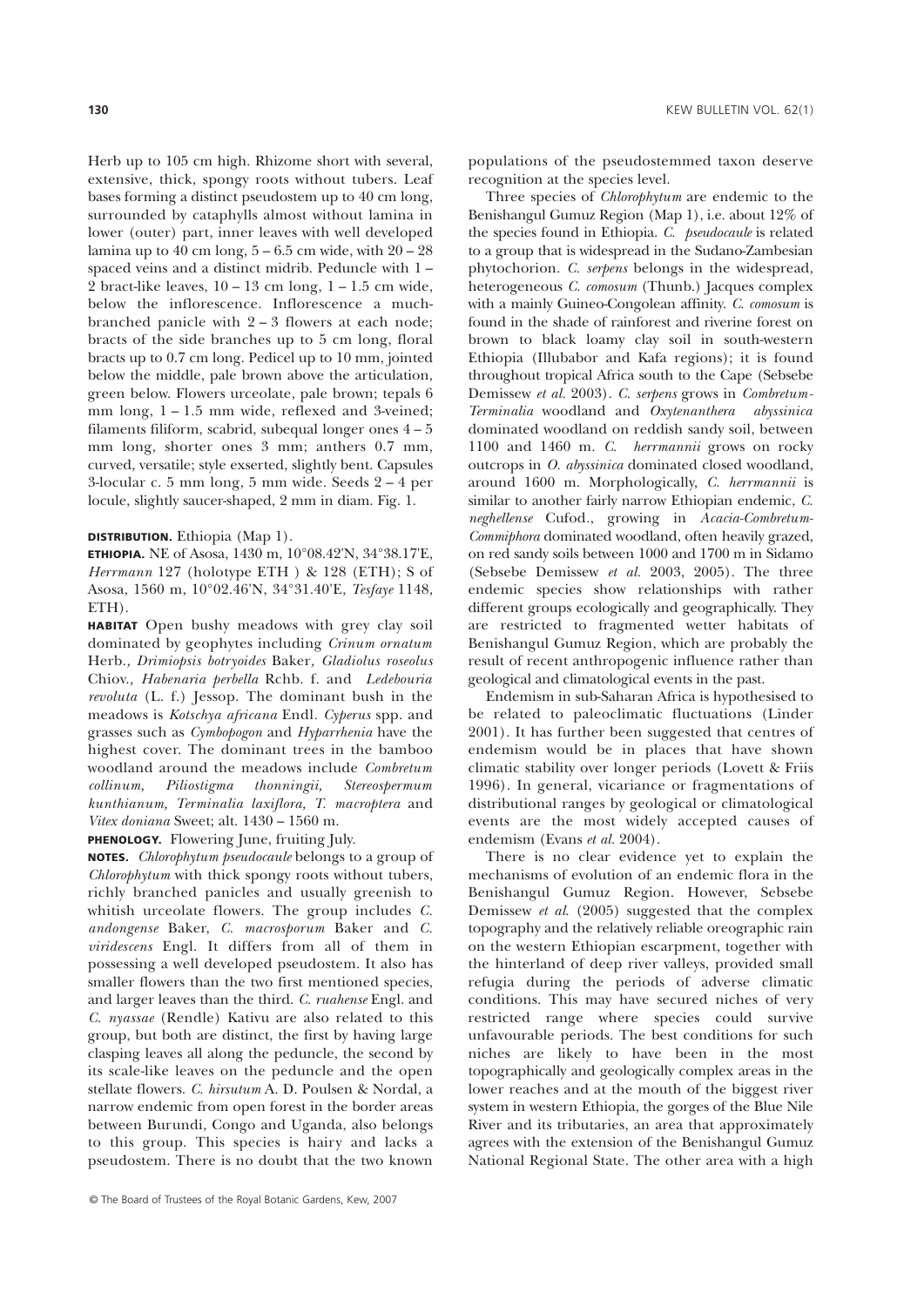Herb up to 105 cm high. Rhizome short with several, extensive, thick, spongy roots without tubers. Leaf bases forming a distinct pseudostem up to 40 cm long, surrounded by cataphylls almost without lamina in lower (outer) part, inner leaves with well developed lamina up to 40 cm long, 5 – 6.5 cm wide, with 20 – 28 spaced veins and a distinct midrib. Peduncle with 1 – 2 bract-like leaves, 10 – 13 cm long, 1 – 1.5 cm wide, below the inflorescence. Inflorescence a much-branched panicle with 2 – 3 flowers at each node; bracts of the side branches up to 5 cm long, floral bracts up to 0.7 cm long. Pedicel up to 10 mm, jointed below the middle, pale brown above the articulation, green below. Flowers urceolate, pale brown; tepals 6 mm long, 1 – 1.5 mm wide, reflexed and 3-veined; filaments filiform, scabrid, subequal longer ones 4 – 5 mm long, shorter ones 3 mm; anthers 0.7 mm, curved, versatile; style exserted, slightly bent. Capsules 3-locular c. 5 mm long, 5 mm wide. Seeds 2 – 4 per locule, slightly saucer-shaped, 2 mm in diam. Fig. 1.

**DISTRIBUTION.** Ethiopia (Map 1).

**ETHIOPIA.** NE of Asosa, 1430 m, 10°08.42'N, 34°38.17'E, *Herrmann* 127 (holotype ETH ) & 128 (ETH); S of Asosa, 1560 m, 10°02.46'N, 34°31.40'E, *Tesfaye* 1148, ETH).

**HABITAT** Open bushy meadows with grey clay soil dominated by geophytes including *Crinum ornatum* Herb.*, Drimiopsis botryoides* Baker*, Gladiolus roseolus* Chiov.*, Habenaria perbella* Rchb. f. and *Ledebouria revoluta* (L. f.) Jessop. The dominant bush in the meadows is *Kotschya africana* Endl. *Cyperus* spp. and grasses such as *Cymbopogon* and *Hyparrhenia* have the highest cover. The dominant trees in the bamboo woodland around the meadows include *Combretum collinum, Piliostigma thonningii, Stereospermum kunthianum, Terminalia laxiflora, T. macroptera* and *Vitex doniana* Sweet; alt. 1430 – 1560 m.

**PHENOLOGY.** Flowering June, fruiting July.

**NOTES.** *Chlorophytum pseudocaule* belongs to a group of *Chlorophytum* with thick spongy roots without tubers, richly branched panicles and usually greenish to whitish urceolate flowers. The group includes *C. andongense* Baker, *C. macrosporum* Baker and *C. viridescens* Engl. It differs from all of them in possessing a well developed pseudostem. It also has smaller flowers than the two first mentioned species, and larger leaves than the third. *C. ruahense* Engl. and *C. nyassae* (Rendle) Kativu are also related to this group, but both are distinct, the first by having large clasping leaves all along the peduncle, the second by its scale-like leaves on the peduncle and the open stellate flowers. *C. hirsutum* A. D. Poulsen & Nordal, a narrow endemic from open forest in the border areas between Burundi, Congo and Uganda, also belongs to this group. This species is hairy and lacks a pseudostem. There is no doubt that the two known populations of the pseudostemmed taxon deserve recognition at the species level.

Three species of *Chlorophytum* are endemic to the Benishangul Gumuz Region (Map 1), i.e. about 12% of the species found in Ethiopia. *C. pseudocaule* is related to a group that is widespread in the Sudano-Zambesian phytochorion. *C. serpens* belongs in the widespread, heterogeneous *C. comosum* (Thunb.) Jacques complex with a mainly Guineo-Congolean affinity. *C. comosum* is found in the shade of rainforest and riverine forest on brown to black loamy clay soil in south-western Ethiopia (Illubabor and Kafa regions); it is found throughout tropical Africa south to the Cape (Sebsebe Demissew *et al.* 2003). *C. serpens* grows in *Combretum-Terminalia* woodland and *Oxytenanthera abyssinica* dominated woodland on reddish sandy soil, between 1100 and 1460 m. *C. herrmannii* grows on rocky outcrops in *O. abyssinica* dominated closed woodland, around 1600 m. Morphologically, *C. herrmannii* is similar to another fairly narrow Ethiopian endemic, *C. neghellense* Cufod., growing in *Acacia-Combretum-Commiphora* dominated woodland, often heavily grazed, on red sandy soils between 1000 and 1700 m in Sidamo (Sebsebe Demissew *et al.* 2003, 2005). The three endemic species show relationships with rather different groups ecologically and geographically. They are restricted to fragmented wetter habitats of Benishangul Gumuz Region, which are probably the result of recent anthropogenic influence rather than geological and climatological events in the past.

Endemism in sub-Saharan Africa is hypothesised to be related to paleoclimatic fluctuations (Linder 2001). It has further been suggested that centres of endemism would be in places that have shown climatic stability over longer periods (Lovett & Friis 1996). In general, vicariance or fragmentations of distributional ranges by geological or climatological events are the most widely accepted causes of endemism (Evans *et al.* 2004).

There is no clear evidence yet to explain the mechanisms of evolution of an endemic flora in the Benishangul Gumuz Region. However, Sebsebe Demissew *et al.* (2005) suggested that the complex topography and the relatively reliable oreographic rain on the western Ethiopian escarpment, together with the hinterland of deep river valleys, provided small refugia during the periods of adverse climatic conditions. This may have secured niches of very restricted range where species could survive unfavourable periods. The best conditions for such niches are likely to have been in the most topographically and geologically complex areas in the lower reaches and at the mouth of the biggest river system in western Ethiopia, the gorges of the Blue Nile River and its tributaries, an area that approximately agrees with the extension of the Benishangul Gumuz National Regional State. The other area with a high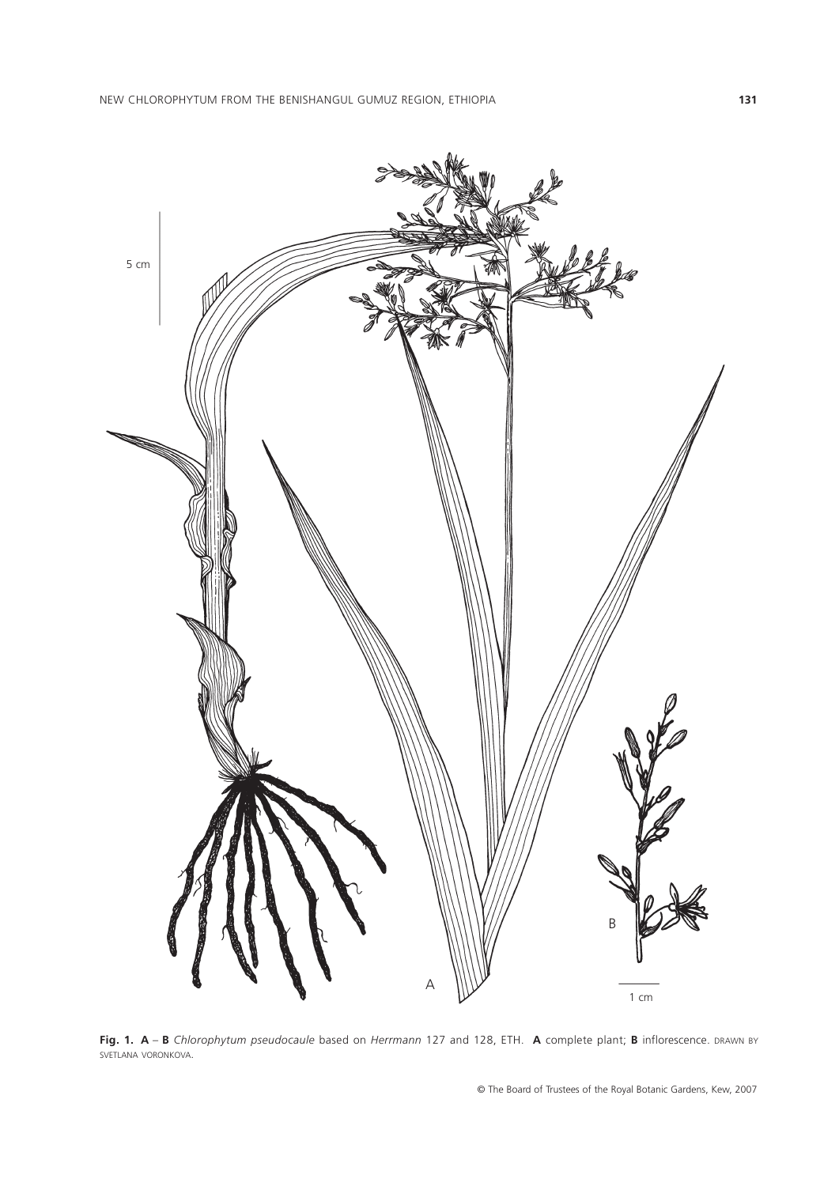**Fig. 1. A – B** *Chlorophytum pseudocaule* based on *Herrmann* 127 and 128, ETH. **A** complete plant; **B** inflorescence. DRAWN BY SVETLANA VORONKOVA.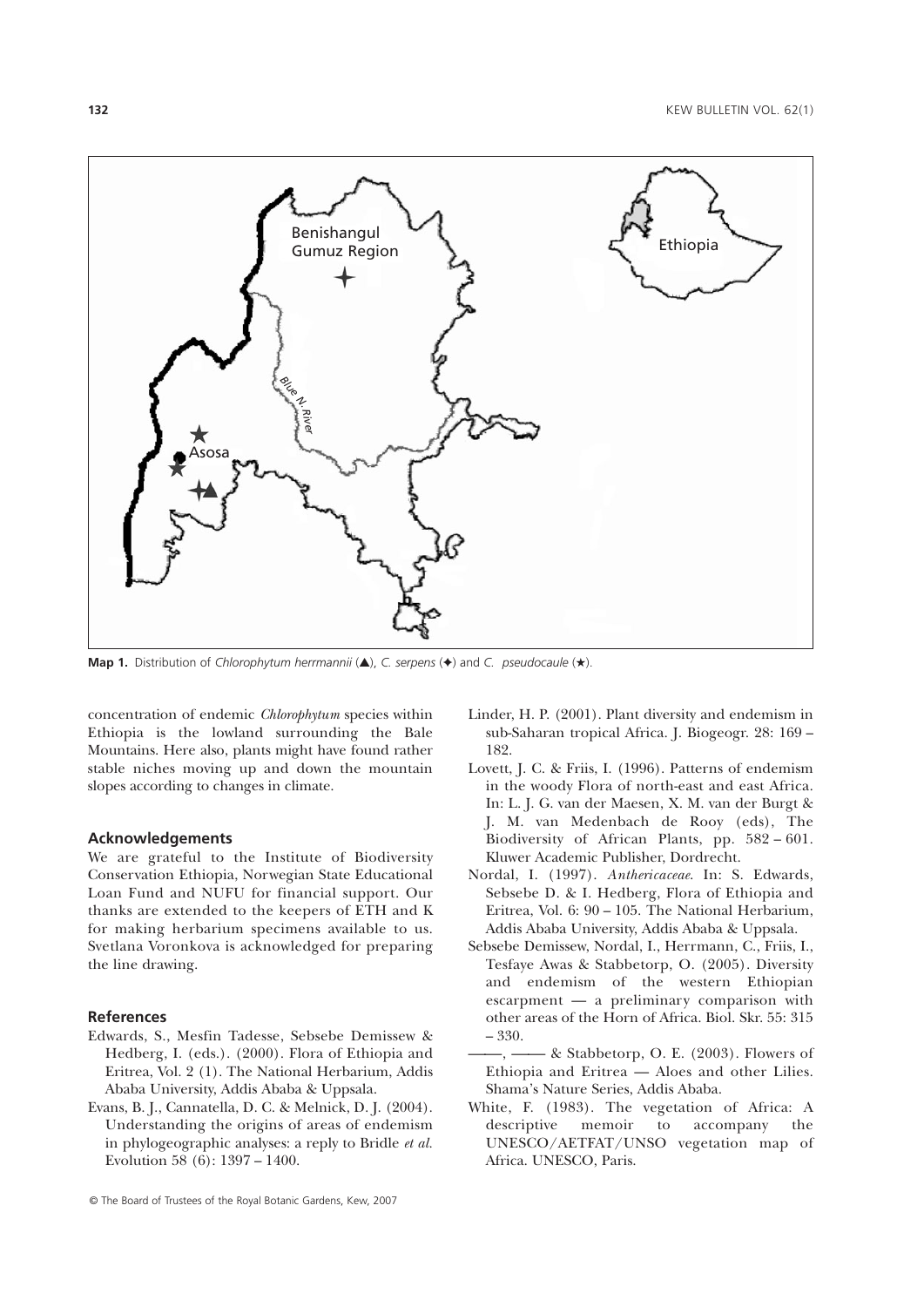Benishangul Gumuz Region

Ethiopia

Blue N. River

Asosa

**Map 1.** Distribution of *Chlorophytum herrmannii* (▲), *C. serpens* (✦) and *C. pseudocaule* (★).

concentration of endemic *Chlorophytum* species within Ethiopia is the lowland surrounding the Bale Mountains. Here also, plants might have found rather stable niches moving up and down the mountain slopes according to changes in climate.

## Acknowledgements

We are grateful to the Institute of Biodiversity Conservation Ethiopia, Norwegian State Educational Loan Fund and NUFU for financial support. Our thanks are extended to the keepers of ETH and K for making herbarium specimens available to us. Svetlana Voronkova is acknowledged for preparing the line drawing.

## References

Edwards, S., Mesfin Tadesse, Sebsebe Demissew & Hedberg, I. (eds.). (2000). Flora of Ethiopia and Eritrea, Vol. 2 (1). The National Herbarium, Addis Ababa University, Addis Ababa & Uppsala.

Evans, B. J., Cannatella, D. C. & Melnick, D. J. (2004). Understanding the origins of areas of endemism in phylogeographic analyses: a reply to Bridle *et al.* Evolution 58 (6): 1397 – 1400.

Linder, H. P. (2001). Plant diversity and endemism in sub-Saharan tropical Africa. J. Biogeogr. 28: 169 – 182.

Lovett, J. C. & Friis, I. (1996). Patterns of endemism in the woody Flora of north-east and east Africa. In: L. J. G. van der Maesen, X. M. van der Burgt & J. M. van Medenbach de Rooy (eds), The Biodiversity of African Plants, pp. 582 – 601. Kluwer Academic Publisher, Dordrecht.

Nordal, I. (1997). *Anthericaceae*. In: S. Edwards, Sebsebe D. & I. Hedberg, Flora of Ethiopia and Eritrea, Vol. 6: 90 – 105. The National Herbarium, Addis Ababa University, Addis Ababa & Uppsala.

Sebsebe Demissew, Nordal, I., Herrmann, C., Friis, I., Tesfaye Awas & Stabbetorp, O. (2005). Diversity and endemism of the western Ethiopian escarpment — a preliminary comparison with other areas of the Horn of Africa. Biol. Skr. 55: 315 – 330.

——, —— & Stabbetorp, O. E. (2003). Flowers of Ethiopia and Eritrea — Aloes and other Lilies. Shama's Nature Series, Addis Ababa.

White, F. (1983). The vegetation of Africa: A descriptive memoir to accompany the UNESCO/AETFAT/UNSO vegetation map of Africa. UNESCO, Paris.